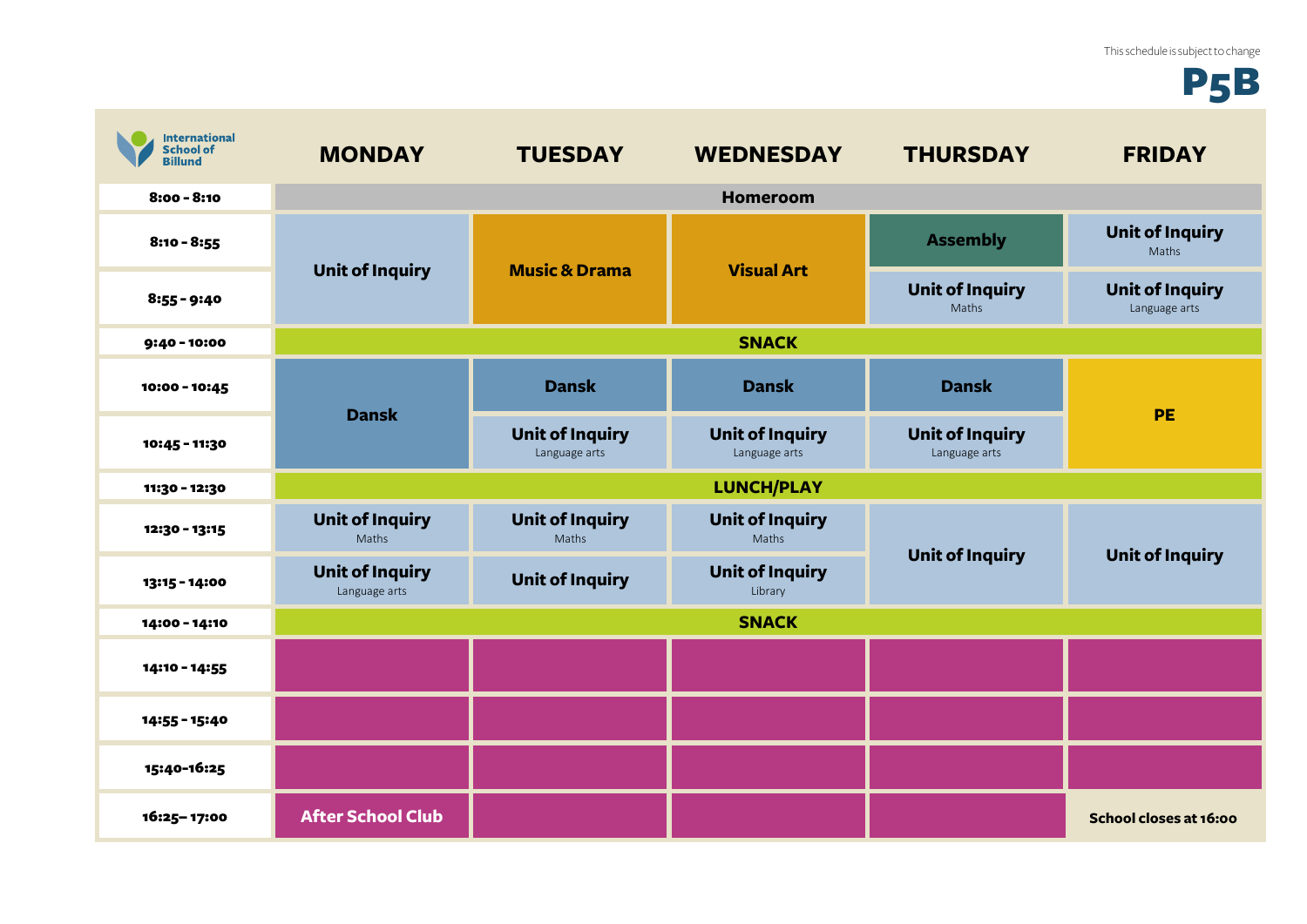This schedule is subject to change

# P5B

International School of Billund

| | MONDAY | TUESDAY | WEDNESDAY | THURSDAY | FRIDAY |
|---|---|---|---|---|---|
| 8:00 - 8:10 | Homeroom | Homeroom | Homeroom | Homeroom | Homeroom |
| 8:10 - 8:55 | Unit of Inquiry | Music & Drama | Visual Art | Assembly | Unit of Inquiry (Maths) |
| 8:55 - 9:40 | Unit of Inquiry | Music & Drama | Visual Art | Unit of Inquiry (Maths) | Unit of Inquiry (Language arts) |
| 9:40 - 10:00 | SNACK | SNACK | SNACK | SNACK | SNACK |
| 10:00 - 10:45 | Dansk | Dansk | Dansk | Dansk | PE |
| 10:45 - 11:30 | Dansk | Unit of Inquiry (Language arts) | Unit of Inquiry (Language arts) | Unit of Inquiry (Language arts) | PE |
| 11:30 - 12:30 | LUNCH/PLAY | LUNCH/PLAY | LUNCH/PLAY | LUNCH/PLAY | LUNCH/PLAY |
| 12:30 - 13:15 | Unit of Inquiry (Maths) | Unit of Inquiry (Maths) | Unit of Inquiry (Maths) | Unit of Inquiry | Unit of Inquiry |
| 13:15 - 14:00 | Unit of Inquiry (Language arts) | Unit of Inquiry | Unit of Inquiry (Library) | Unit of Inquiry | Unit of Inquiry |
| 14:00 - 14:10 | SNACK | SNACK | SNACK | SNACK | SNACK |
| 14:10 - 14:55 | | | | | |
| 14:55 - 15:40 | | | | | |
| 15:40-16:25 | | | | | |
| 16:25– 17:00 | After School Club | | | | School closes at 16:00 |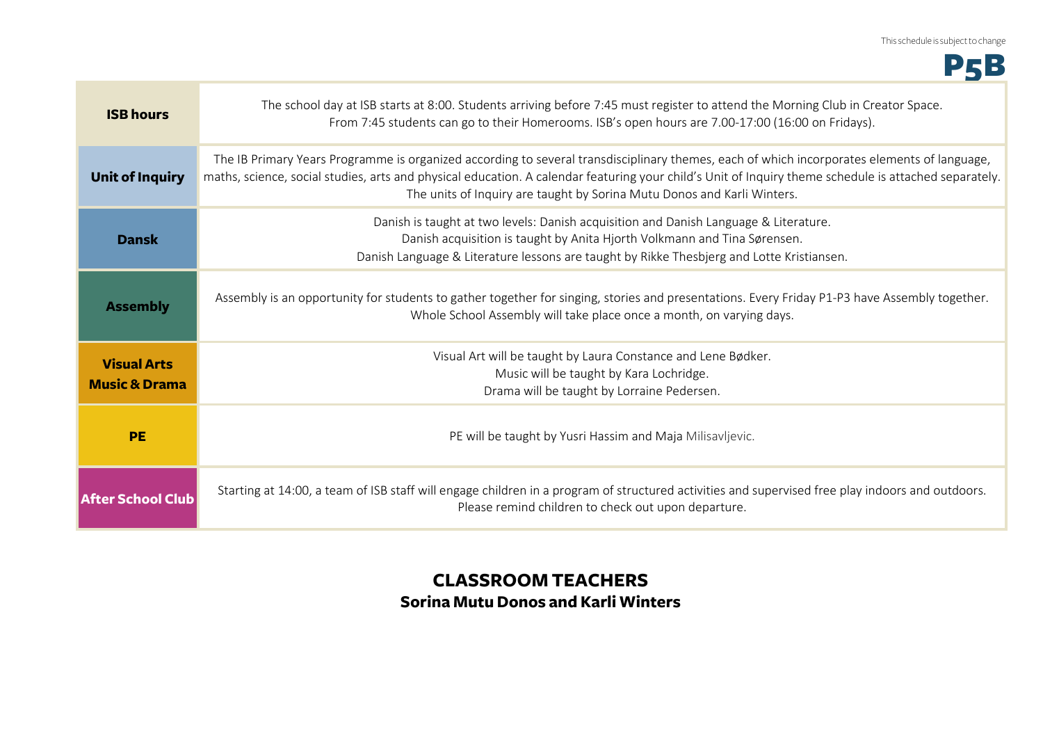This schedule is subject to change

# P5B

| | |
|---|---|
| **ISB hours** | The school day at ISB starts at 8:00. Students arriving before 7:45 must register to attend the Morning Club in Creator Space. From 7:45 students can go to their Homerooms. ISB's open hours are 7.00-17:00 (16:00 on Fridays). |
| **Unit of Inquiry** | The IB Primary Years Programme is organized according to several transdisciplinary themes, each of which incorporates elements of language, maths, science, social studies, arts and physical education. A calendar featuring your child's Unit of Inquiry theme schedule is attached separately. The units of Inquiry are taught by Sorina Mutu Donos and Karli Winters. |
| **Dansk** | Danish is taught at two levels: Danish acquisition and Danish Language & Literature. Danish acquisition is taught by Anita Hjorth Volkmann and Tina Sørensen. Danish Language & Literature lessons are taught by Rikke Thesbjerg and Lotte Kristiansen. |
| **Assembly** | Assembly is an opportunity for students to gather together for singing, stories and presentations. Every Friday P1-P3 have Assembly together. Whole School Assembly will take place once a month, on varying days. |
| **Visual Arts Music & Drama** | Visual Art will be taught by Laura Constance and Lene Bødker. Music will be taught by Kara Lochridge. Drama will be taught by Lorraine Pedersen. |
| **PE** | PE will be taught by Yusri Hassim and Maja Milisavljevic. |
| **After School Club** | Starting at 14:00, a team of ISB staff will engage children in a program of structured activities and supervised free play indoors and outdoors. Please remind children to check out upon departure. |

## CLASSROOM TEACHERS

**Sorina Mutu Donos and Karli Winters**